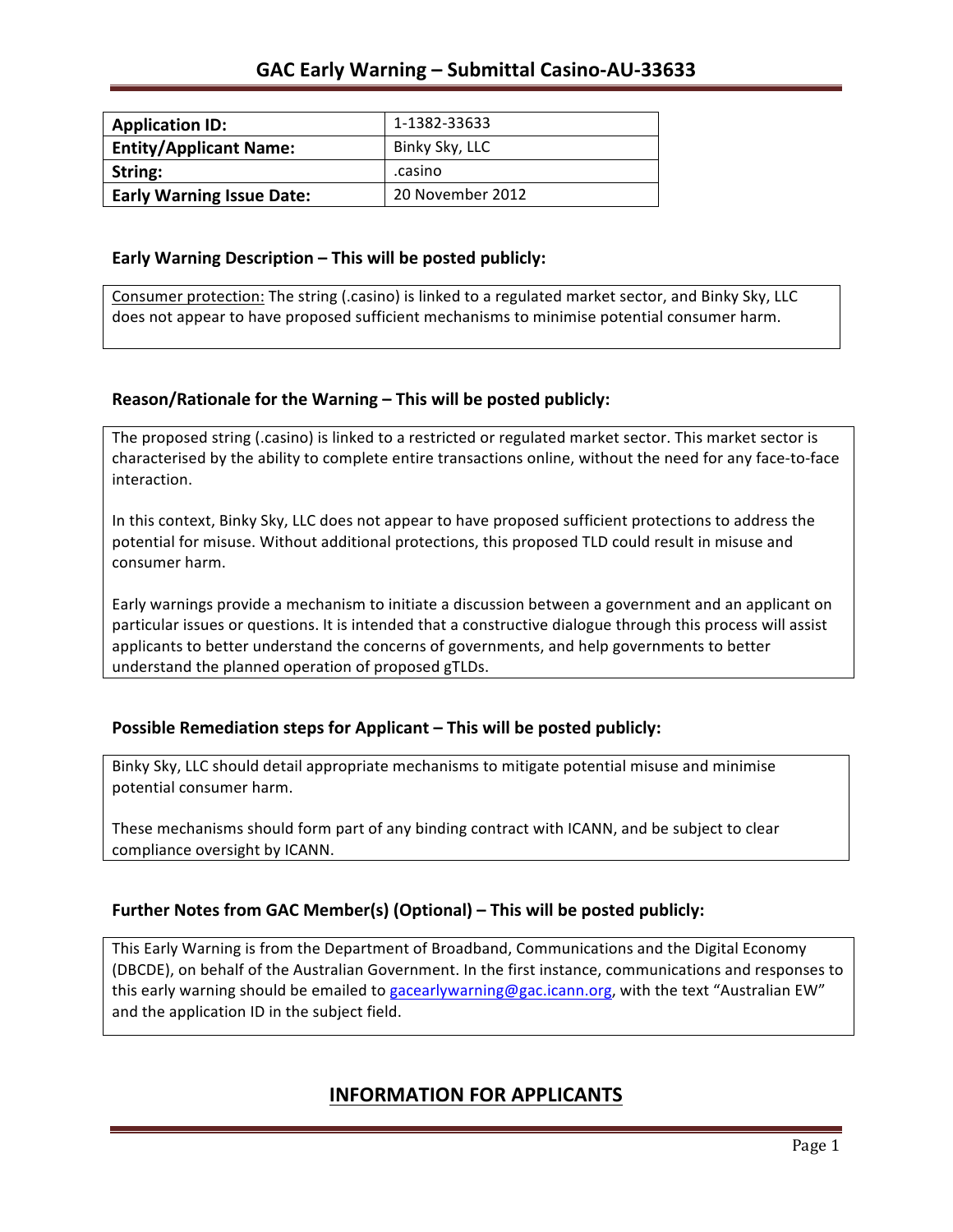# GAC Early Warning – Submittal Casino-AU-33633

| Application ID: | 1-1382-33633 |
|---|---|
| Entity/Applicant Name: | Binky Sky, LLC |
| String: | .casino |
| Early Warning Issue Date: | 20 November 2012 |

## Early Warning Description – This will be posted publicly:

Consumer protection: The string (.casino) is linked to a regulated market sector, and Binky Sky, LLC does not appear to have proposed sufficient mechanisms to minimise potential consumer harm.

## Reason/Rationale for the Warning – This will be posted publicly:

The proposed string (.casino) is linked to a restricted or regulated market sector. This market sector is characterised by the ability to complete entire transactions online, without the need for any face-to-face interaction.

In this context, Binky Sky, LLC does not appear to have proposed sufficient protections to address the potential for misuse. Without additional protections, this proposed TLD could result in misuse and consumer harm.

Early warnings provide a mechanism to initiate a discussion between a government and an applicant on particular issues or questions. It is intended that a constructive dialogue through this process will assist applicants to better understand the concerns of governments, and help governments to better understand the planned operation of proposed gTLDs.

## Possible Remediation steps for Applicant – This will be posted publicly:

Binky Sky, LLC should detail appropriate mechanisms to mitigate potential misuse and minimise potential consumer harm.

These mechanisms should form part of any binding contract with ICANN, and be subject to clear compliance oversight by ICANN.

## Further Notes from GAC Member(s) (Optional) – This will be posted publicly:

This Early Warning is from the Department of Broadband, Communications and the Digital Economy (DBCDE), on behalf of the Australian Government. In the first instance, communications and responses to this early warning should be emailed to gacearlywarning@gac.icann.org, with the text "Australian EW" and the application ID in the subject field.

## INFORMATION FOR APPLICANTS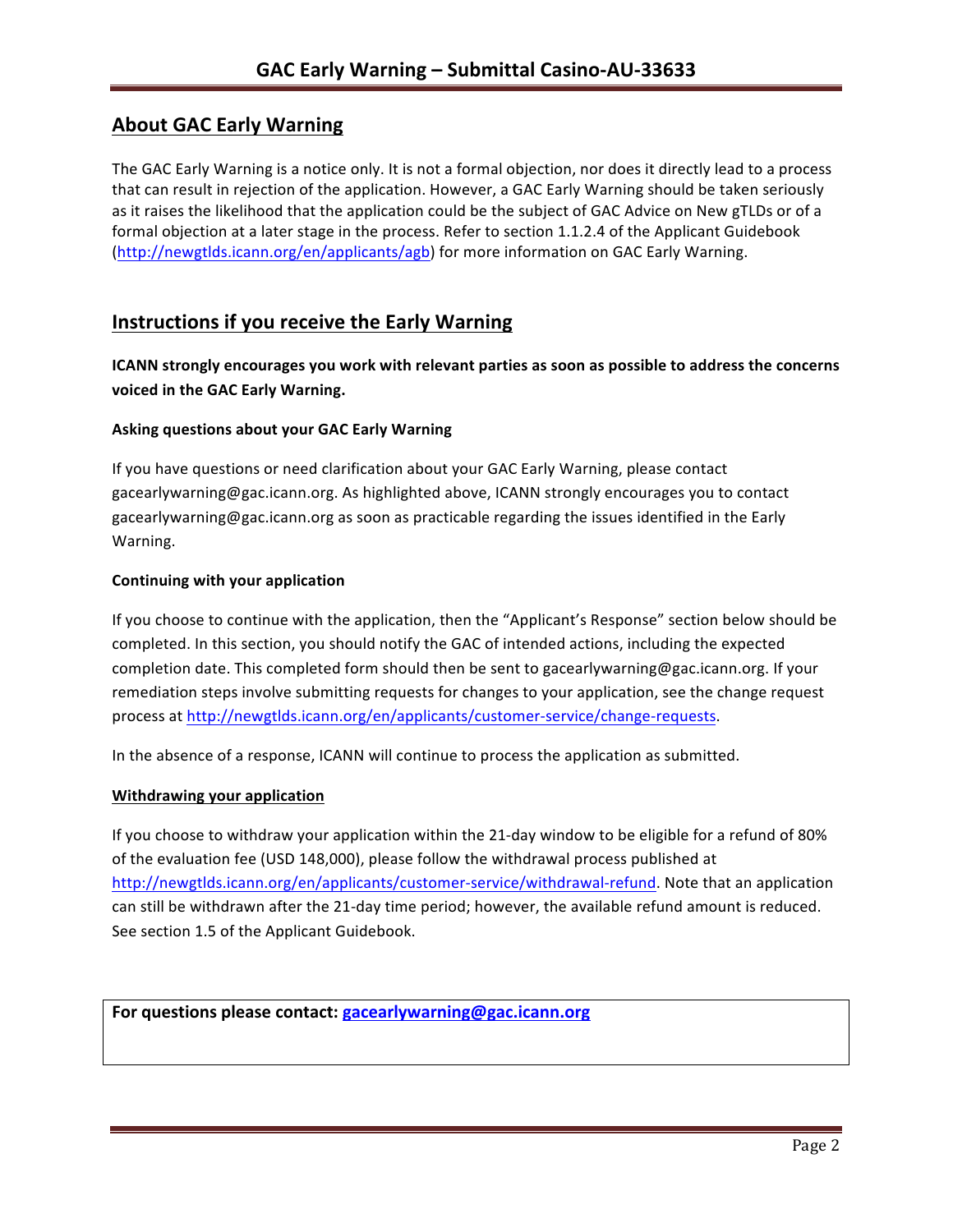## About GAC Early Warning

The GAC Early Warning is a notice only. It is not a formal objection, nor does it directly lead to a process that can result in rejection of the application. However, a GAC Early Warning should be taken seriously as it raises the likelihood that the application could be the subject of GAC Advice on New gTLDs or of a formal objection at a later stage in the process. Refer to section 1.1.2.4 of the Applicant Guidebook (http://newgtlds.icann.org/en/applicants/agb) for more information on GAC Early Warning.

## Instructions if you receive the Early Warning

**ICANN strongly encourages you work with relevant parties as soon as possible to address the concerns voiced in the GAC Early Warning.**

#### Asking questions about your GAC Early Warning

If you have questions or need clarification about your GAC Early Warning, please contact gacearlywarning@gac.icann.org. As highlighted above, ICANN strongly encourages you to contact gacearlywarning@gac.icann.org as soon as practicable regarding the issues identified in the Early Warning.

#### Continuing with your application

If you choose to continue with the application, then the "Applicant's Response" section below should be completed. In this section, you should notify the GAC of intended actions, including the expected completion date. This completed form should then be sent to gacearlywarning@gac.icann.org. If your remediation steps involve submitting requests for changes to your application, see the change request process at http://newgtlds.icann.org/en/applicants/customer-service/change-requests.

In the absence of a response, ICANN will continue to process the application as submitted.

#### Withdrawing your application

If you choose to withdraw your application within the 21-day window to be eligible for a refund of 80% of the evaluation fee (USD 148,000), please follow the withdrawal process published at http://newgtlds.icann.org/en/applicants/customer-service/withdrawal-refund. Note that an application can still be withdrawn after the 21-day time period; however, the available refund amount is reduced. See section 1.5 of the Applicant Guidebook.

**For questions please contact: gacearlywarning@gac.icann.org**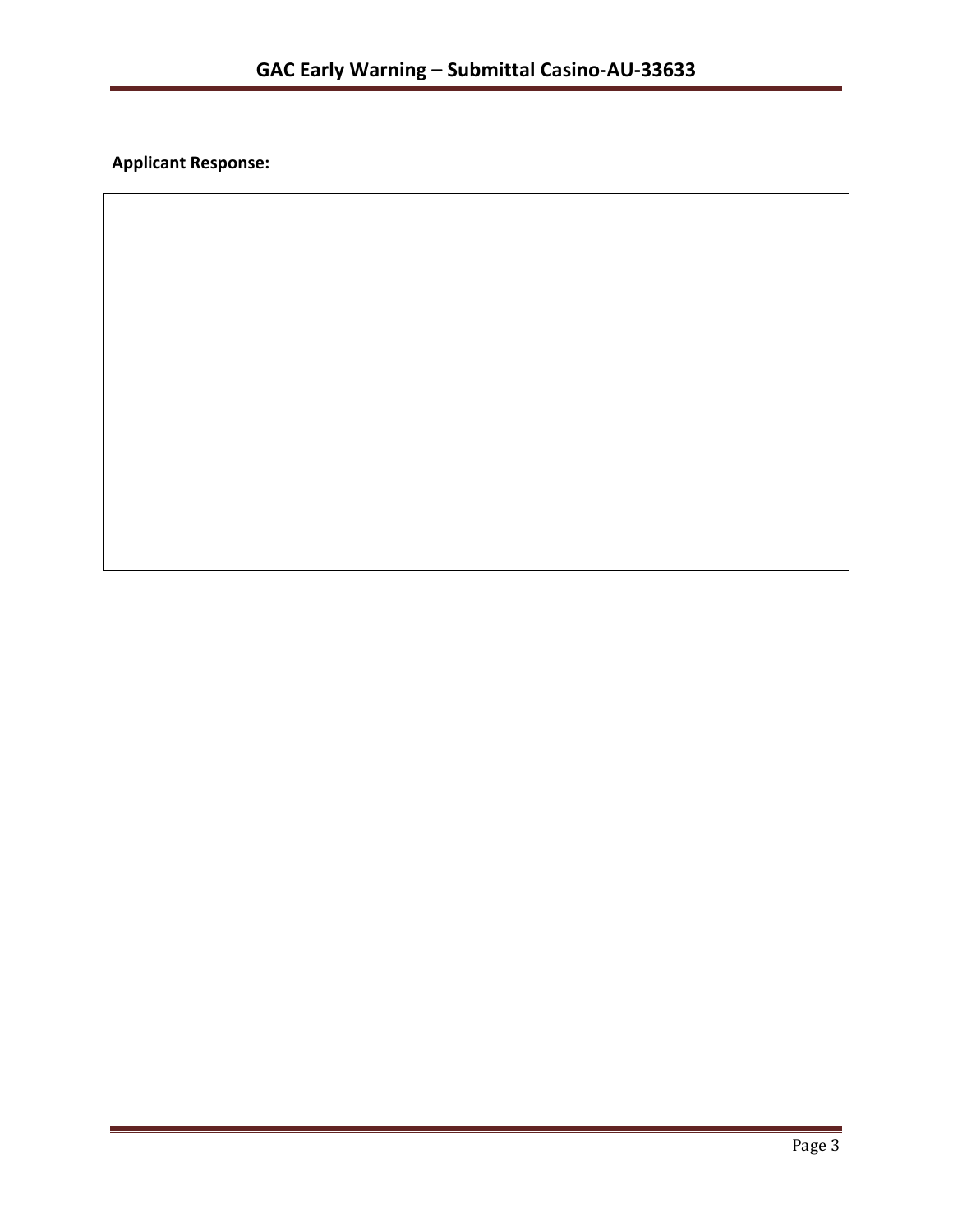**Applicant Response:**